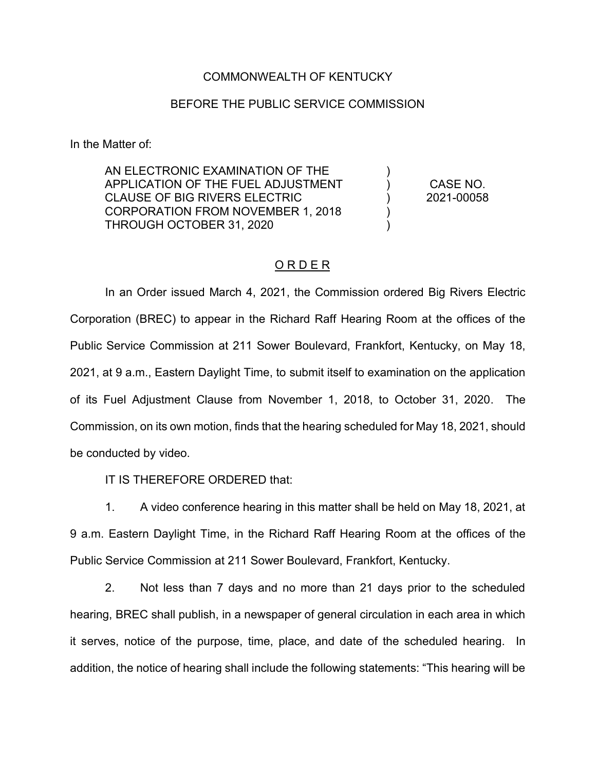COMMONWEALTH OF KENTUCKY

BEFORE THE PUBLIC SERVICE COMMISSION

In the Matter of:

| | | |
|---|---|---|
| AN ELECTRONIC EXAMINATION OF THE APPLICATION OF THE FUEL ADJUSTMENT CLAUSE OF BIG RIVERS ELECTRIC CORPORATION FROM NOVEMBER 1, 2018 THROUGH OCTOBER 31, 2020 | ) ) ) ) ) | CASE NO. 2021-00058 |

## O R D E R

In an Order issued March 4, 2021, the Commission ordered Big Rivers Electric Corporation (BREC) to appear in the Richard Raff Hearing Room at the offices of the Public Service Commission at 211 Sower Boulevard, Frankfort, Kentucky, on May 18, 2021, at 9 a.m., Eastern Daylight Time, to submit itself to examination on the application of its Fuel Adjustment Clause from November 1, 2018, to October 31, 2020. The Commission, on its own motion, finds that the hearing scheduled for May 18, 2021, should be conducted by video.

IT IS THEREFORE ORDERED that:

1. A video conference hearing in this matter shall be held on May 18, 2021, at 9 a.m. Eastern Daylight Time, in the Richard Raff Hearing Room at the offices of the Public Service Commission at 211 Sower Boulevard, Frankfort, Kentucky.

2. Not less than 7 days and no more than 21 days prior to the scheduled hearing, BREC shall publish, in a newspaper of general circulation in each area in which it serves, notice of the purpose, time, place, and date of the scheduled hearing. In addition, the notice of hearing shall include the following statements: "This hearing will be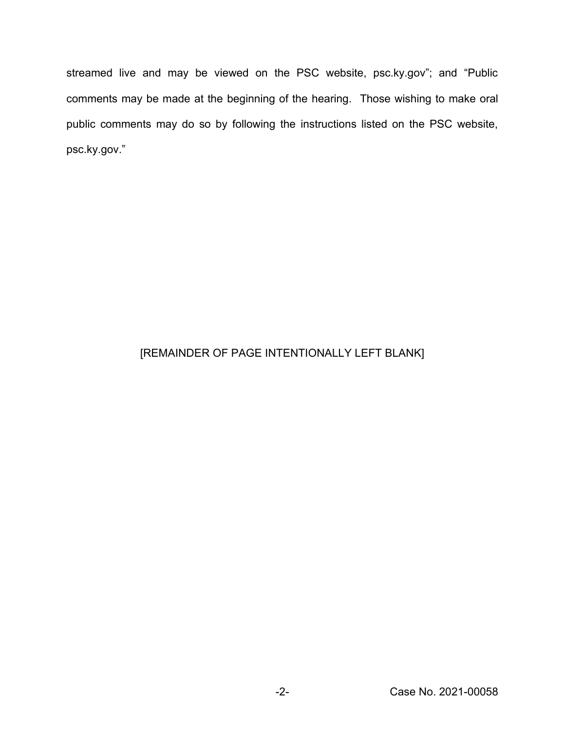streamed live and may be viewed on the PSC website, psc.ky.gov"; and "Public comments may be made at the beginning of the hearing. Those wishing to make oral public comments may do so by following the instructions listed on the PSC website, psc.ky.gov."

[REMAINDER OF PAGE INTENTIONALLY LEFT BLANK]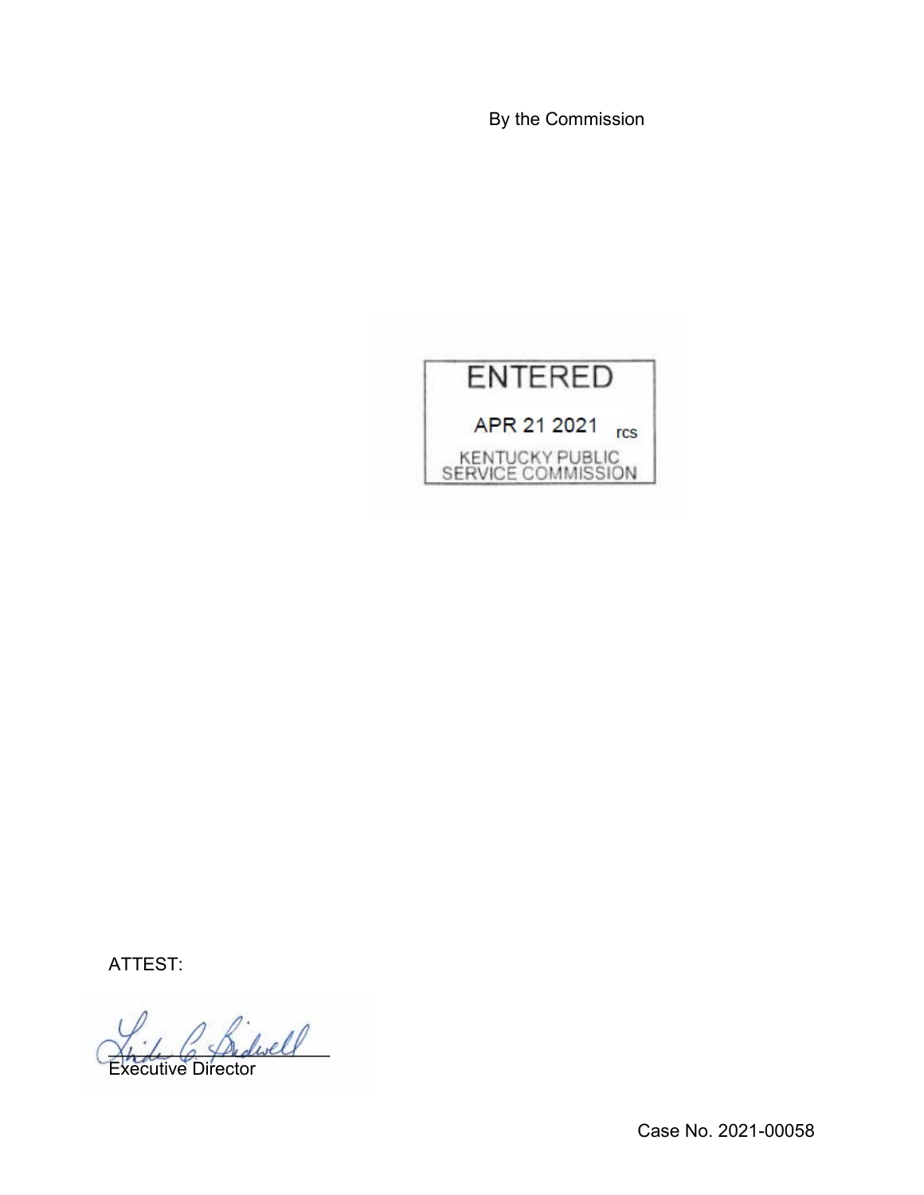By the Commission

ENTERED

APR 21 2021 rcs

KENTUCKY PUBLIC SERVICE COMMISSION

ATTEST:

Executive Director

Case No. 2021-00058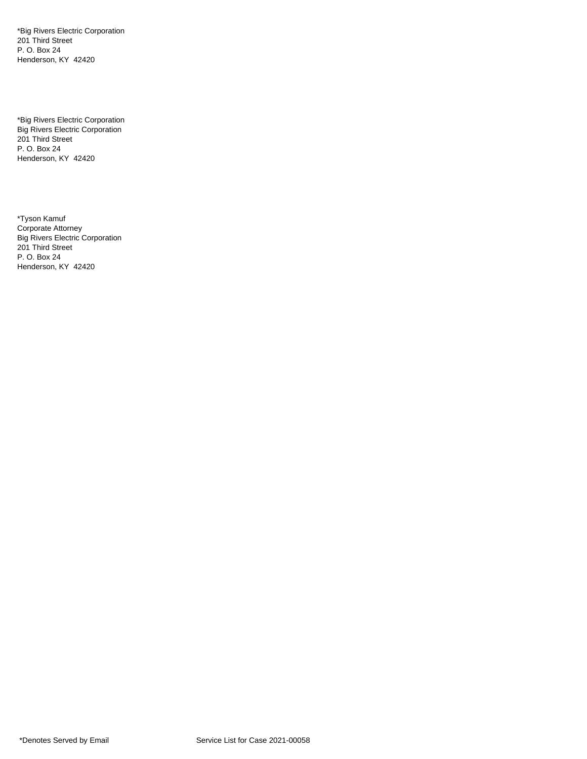*Big Rivers Electric Corporation
201 Third Street
P. O. Box 24
Henderson, KY 42420

*Big Rivers Electric Corporation
Big Rivers Electric Corporation
201 Third Street
P. O. Box 24
Henderson, KY 42420

*Tyson Kamuf
Corporate Attorney
Big Rivers Electric Corporation
201 Third Street
P. O. Box 24
Henderson, KY 42420

*Denotes Served by Email

Service List for Case 2021-00058